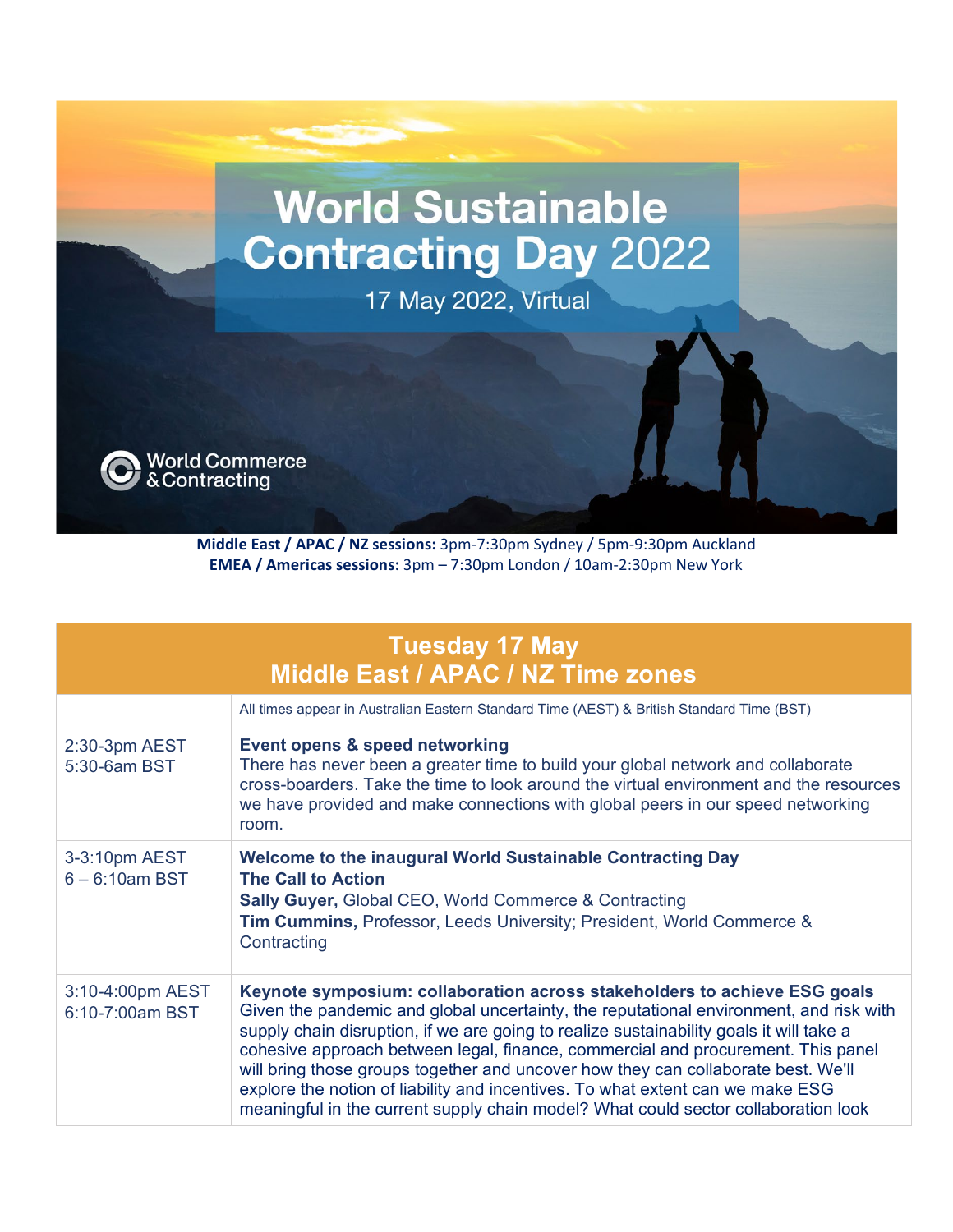# World Sustainable Contracting Day 2022

17 May 2022, Virtual

World Commerce & Contracting

**Middle East / APAC / NZ sessions:** 3pm-7:30pm Sydney / 5pm-9:30pm Auckland
**EMEA / Americas sessions:** 3pm – 7:30pm London / 10am-2:30pm New York

| Tuesday 17 May<br>Middle East / APAC / NZ Time zones | |
|---|---|
| | All times appear in Australian Eastern Standard Time (AEST) & British Standard Time (BST) |
| 2:30-3pm AEST<br>5:30-6am BST | **Event opens & speed networking**<br>There has never been a greater time to build your global network and collaborate cross-boarders. Take the time to look around the virtual environment and the resources we have provided and make connections with global peers in our speed networking room. |
| 3-3:10pm AEST<br>6 – 6:10am BST | **Welcome to the inaugural World Sustainable Contracting Day**<br>**The Call to Action**<br>**Sally Guyer,** Global CEO, World Commerce & Contracting<br>**Tim Cummins,** Professor, Leeds University; President, World Commerce & Contracting |
| 3:10-4:00pm AEST<br>6:10-7:00am BST | **Keynote symposium: collaboration across stakeholders to achieve ESG goals**<br>Given the pandemic and global uncertainty, the reputational environment, and risk with supply chain disruption, if we are going to realize sustainability goals it will take a cohesive approach between legal, finance, commercial and procurement. This panel will bring those groups together and uncover how they can collaborate best. We'll explore the notion of liability and incentives. To what extent can we make ESG meaningful in the current supply chain model? What could sector collaboration look |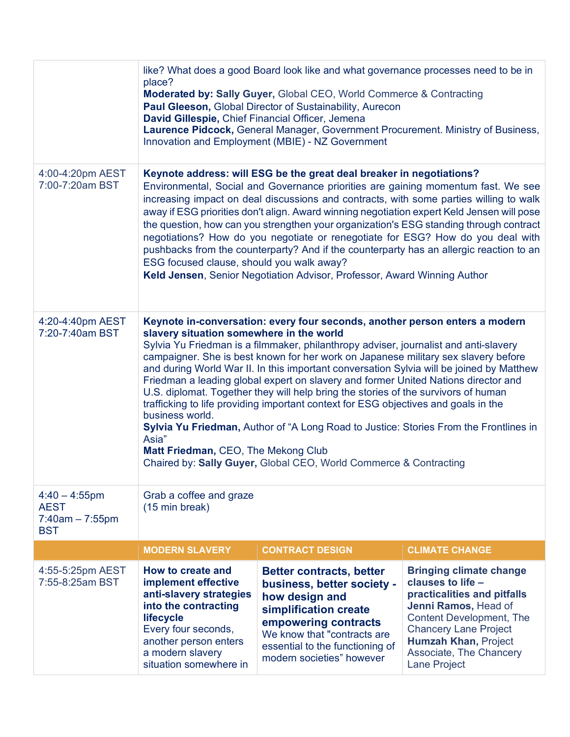| | | | |
|---|---|---|---|
| | like? What does a good Board look like and what governance processes need to be in place?<br>**Moderated by: Sally Guyer,** Global CEO, World Commerce & Contracting<br>**Paul Gleeson,** Global Director of Sustainability, Aurecon<br>**David Gillespie,** Chief Financial Officer, Jemena<br>**Laurence Pidcock,** General Manager, Government Procurement. Ministry of Business, Innovation and Employment (MBIE) - NZ Government | | |
| 4:00-4:20pm AEST<br>7:00-7:20am BST | **Keynote address: will ESG be the great deal breaker in negotiations?**<br>Environmental, Social and Governance priorities are gaining momentum fast. We see increasing impact on deal discussions and contracts, with some parties willing to walk away if ESG priorities don't align. Award winning negotiation expert Keld Jensen will pose the question, how can you strengthen your organization's ESG standing through contract negotiations? How do you negotiate or renegotiate for ESG? How do you deal with pushbacks from the counterparty? And if the counterparty has an allergic reaction to an ESG focused clause, should you walk away?<br>**Keld Jensen**, Senior Negotiation Advisor, Professor, Award Winning Author | | |
| 4:20-4:40pm AEST<br>7:20-7:40am BST | **Keynote in-conversation: every four seconds, another person enters a modern slavery situation somewhere in the world**<br>Sylvia Yu Friedman is a filmmaker, philanthropy adviser, journalist and anti-slavery campaigner. She is best known for her work on Japanese military sex slavery before and during World War II. In this important conversation Sylvia will be joined by Matthew Friedman a leading global expert on slavery and former United Nations director and U.S. diplomat. Together they will help bring the stories of the survivors of human trafficking to life providing important context for ESG objectives and goals in the business world.<br>**Sylvia Yu Friedman,** Author of "A Long Road to Justice: Stories From the Frontlines in Asia"<br>**Matt Friedman,** CEO, The Mekong Club<br>Chaired by: **Sally Guyer,** Global CEO, World Commerce & Contracting | | |
| 4:40 – 4:55pm AEST<br>7:40am – 7:55pm BST | Grab a coffee and graze<br>(15 min break) | | |
| | **MODERN SLAVERY** | **CONTRACT DESIGN** | **CLIMATE CHANGE** |
| 4:55-5:25pm AEST<br>7:55-8:25am BST | **How to create and implement effective anti-slavery strategies into the contracting lifecycle**<br>Every four seconds, another person enters a modern slavery situation somewhere in | **Better contracts, better business, better society - how design and simplification create empowering contracts**<br>We know that "contracts are essential to the functioning of modern societies" however | **Bringing climate change clauses to life – practicalities and pitfalls**<br>**Jenni Ramos,** Head of Content Development, The Chancery Lane Project<br>**Humzah Khan,** Project Associate, The Chancery Lane Project |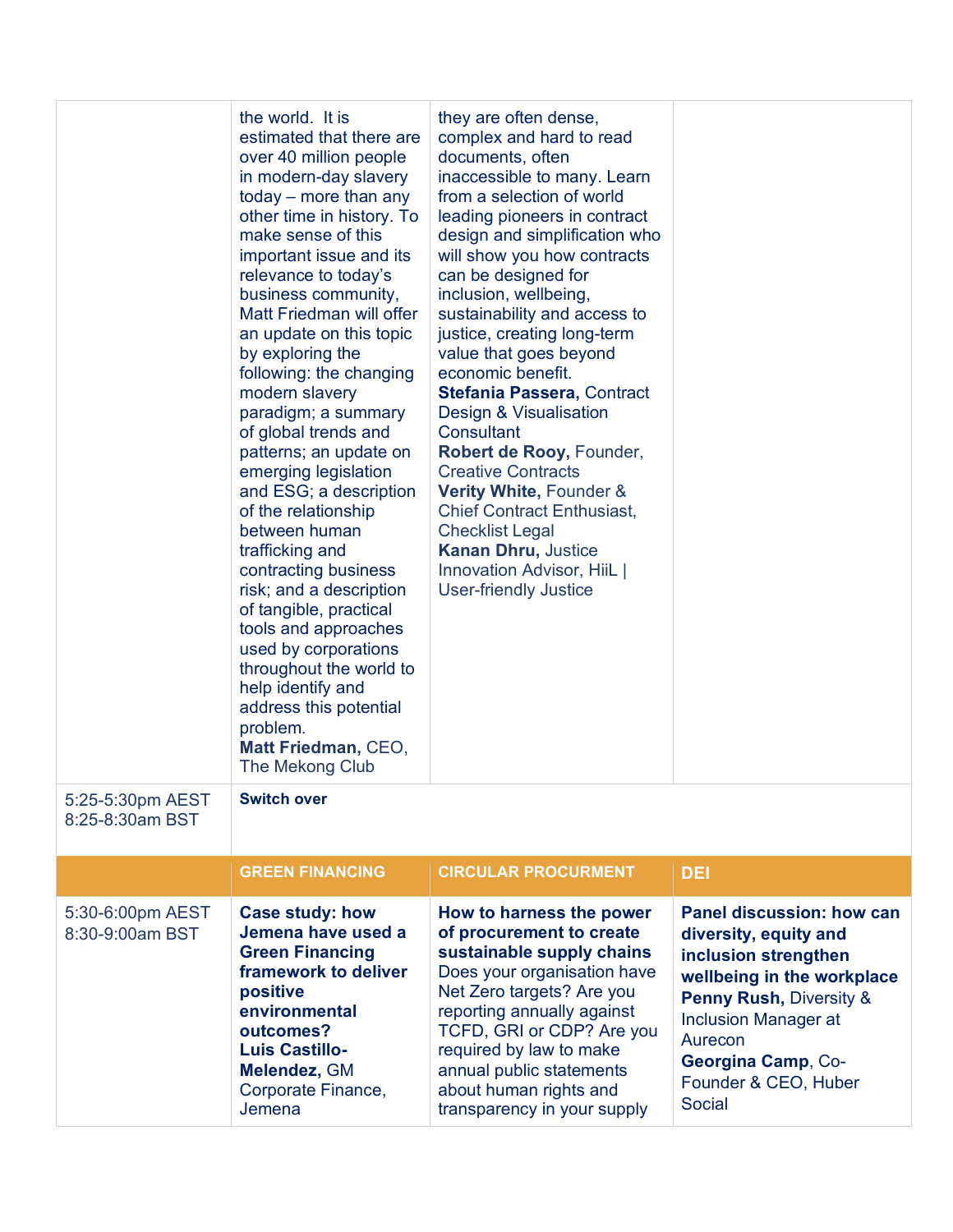| | | | |
|---|---|---|---|
| | the world. It is estimated that there are over 40 million people in modern-day slavery today – more than any other time in history. To make sense of this important issue and its relevance to today's business community, Matt Friedman will offer an update on this topic by exploring the following: the changing modern slavery paradigm; a summary of global trends and patterns; an update on emerging legislation and ESG; a description of the relationship between human trafficking and contracting business risk; and a description of tangible, practical tools and approaches used by corporations throughout the world to help identify and address this potential problem.<br>**Matt Friedman,** CEO, The Mekong Club | they are often dense, complex and hard to read documents, often inaccessible to many. Learn from a selection of world leading pioneers in contract design and simplification who will show you how contracts can be designed for inclusion, wellbeing, sustainability and access to justice, creating long-term value that goes beyond economic benefit.<br>**Stefania Passera,** Contract Design & Visualisation Consultant<br>**Robert de Rooy,** Founder, Creative Contracts<br>**Verity White,** Founder & Chief Contract Enthusiast, Checklist Legal<br>**Kanan Dhru,** Justice Innovation Advisor, HiiL \| User-friendly Justice | |
| 5:25-5:30pm AEST<br>8:25-8:30am BST | **Switch over** | | |
| | **GREEN FINANCING** | **CIRCULAR PROCURMENT** | **DEI** |
| 5:30-6:00pm AEST<br>8:30-9:00am BST | **Case study: how Jemena have used a Green Financing framework to deliver positive environmental outcomes?**<br>**Luis Castillo-Melendez,** GM Corporate Finance, Jemena | **How to harness the power of procurement to create sustainable supply chains**<br>Does your organisation have Net Zero targets? Are you reporting annually against TCFD, GRI or CDP? Are you required by law to make annual public statements about human rights and transparency in your supply | **Panel discussion: how can diversity, equity and inclusion strengthen wellbeing in the workplace**<br>**Penny Rush,** Diversity & Inclusion Manager at Aurecon<br>**Georgina Camp**, Co-Founder & CEO, Huber Social |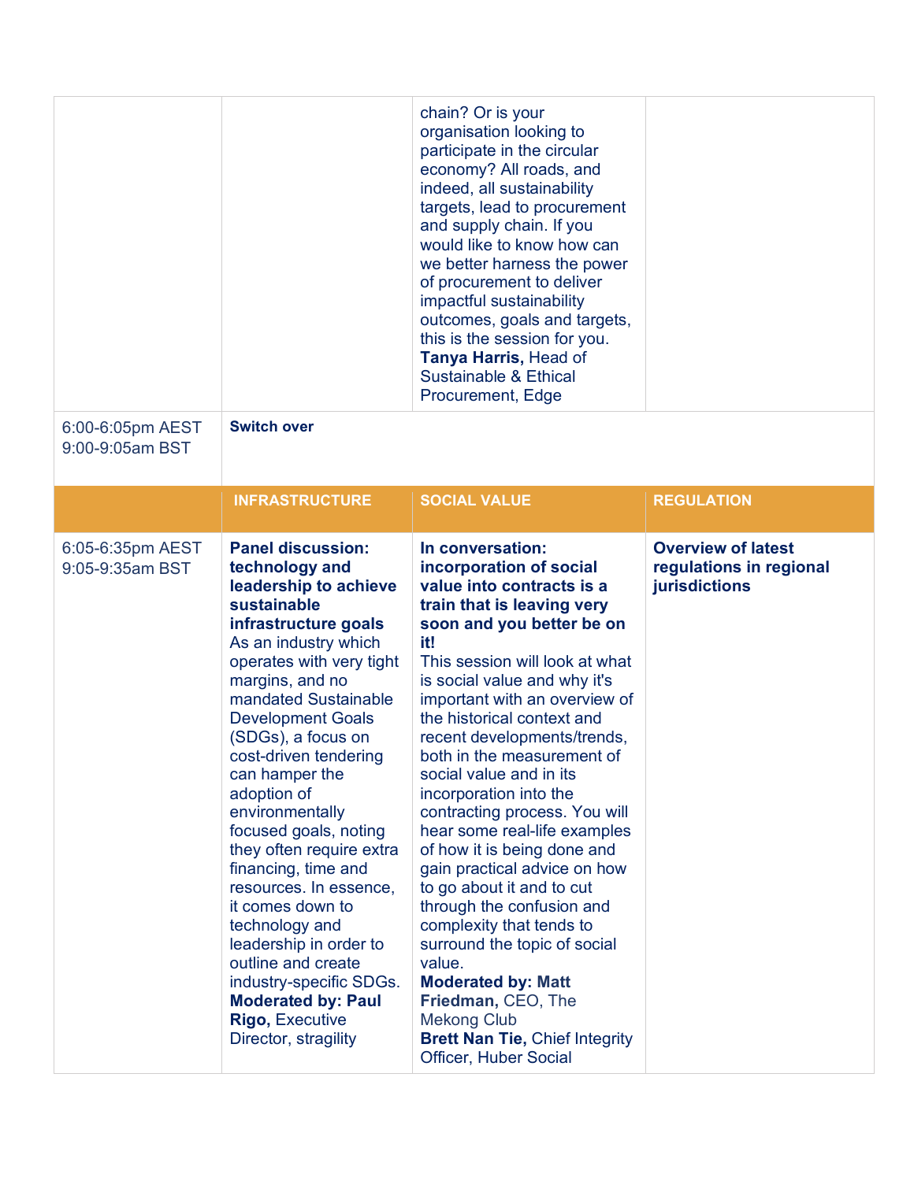| | | | |
|---|---|---|---|
| | | chain? Or is your organisation looking to participate in the circular economy? All roads, and indeed, all sustainability targets, lead to procurement and supply chain. If you would like to know how can we better harness the power of procurement to deliver impactful sustainability outcomes, goals and targets, this is the session for you. **Tanya Harris,** Head of Sustainable & Ethical Procurement, Edge | |
| 6:00-6:05pm AEST 9:00-9:05am BST | **Switch over** | | |
| | **INFRASTRUCTURE** | **SOCIAL VALUE** | **REGULATION** |
| 6:05-6:35pm AEST 9:05-9:35am BST | **Panel discussion: technology and leadership to achieve sustainable infrastructure goals** As an industry which operates with very tight margins, and no mandated Sustainable Development Goals (SDGs), a focus on cost-driven tendering can hamper the adoption of environmentally focused goals, noting they often require extra financing, time and resources. In essence, it comes down to technology and leadership in order to outline and create industry-specific SDGs. **Moderated by: Paul Rigo,** Executive Director, stragility | **In conversation: incorporation of social value into contracts is a train that is leaving very soon and you better be on it!** This session will look at what is social value and why it's important with an overview of the historical context and recent developments/trends, both in the measurement of social value and in its incorporation into the contracting process. You will hear some real-life examples of how it is being done and gain practical advice on how to go about it and to cut through the confusion and complexity that tends to surround the topic of social value. **Moderated by: Matt Friedman,** CEO, The Mekong Club **Brett Nan Tie,** Chief Integrity Officer, Huber Social | **Overview of latest regulations in regional jurisdictions** |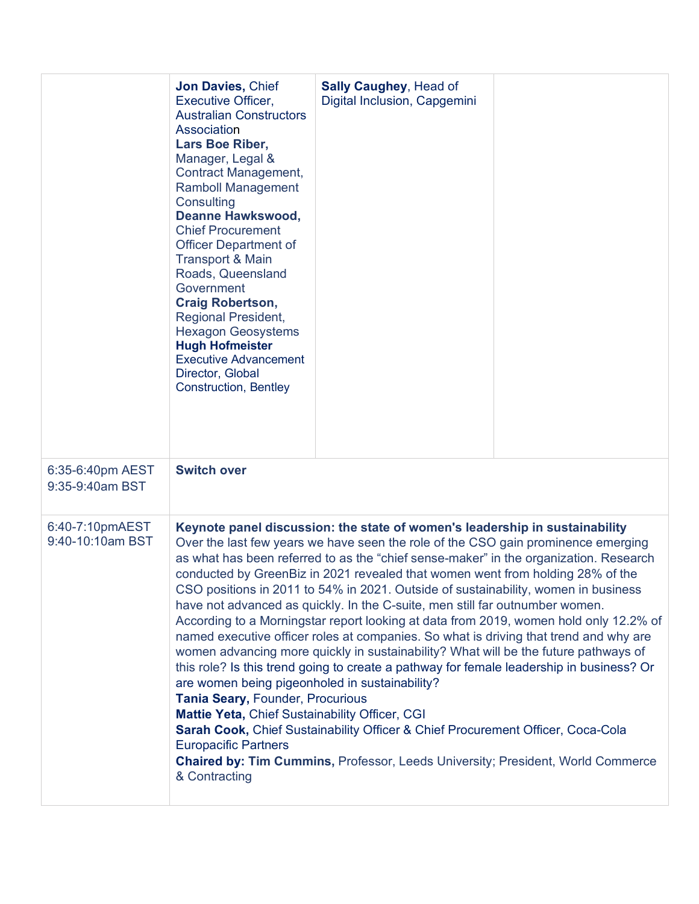| | | | |
|---|---|---|---|
| | **Jon Davies,** Chief Executive Officer, Australian Constructors Association<br>**Lars Boe Riber,** Manager, Legal & Contract Management, Ramboll Management Consulting<br>**Deanne Hawkswood,** Chief Procurement Officer Department of Transport & Main Roads, Queensland Government<br>**Craig Robertson,** Regional President, Hexagon Geosystems<br>**Hugh Hofmeister** Executive Advancement Director, Global Construction, Bentley | **Sally Caughey**, Head of Digital Inclusion, Capgemini | |
| 6:35-6:40pm AEST<br>9:35-9:40am BST | **Switch over** | | |
| 6:40-7:10pmAEST<br>9:40-10:10am BST | **Keynote panel discussion: the state of women's leadership in sustainability**<br>Over the last few years we have seen the role of the CSO gain prominence emerging as what has been referred to as the "chief sense-maker" in the organization. Research conducted by GreenBiz in 2021 revealed that women went from holding 28% of the CSO positions in 2011 to 54% in 2021. Outside of sustainability, women in business have not advanced as quickly. In the C-suite, men still far outnumber women. According to a Morningstar report looking at data from 2019, women hold only 12.2% of named executive officer roles at companies. So what is driving that trend and why are women advancing more quickly in sustainability? What will be the future pathways of this role? Is this trend going to create a pathway for female leadership in business? Or are women being pigeonholed in sustainability?<br>**Tania Seary,** Founder, Procurious<br>**Mattie Yeta,** Chief Sustainability Officer, CGI<br>**Sarah Cook,** Chief Sustainability Officer & Chief Procurement Officer, Coca-Cola Europacific Partners<br>**Chaired by: Tim Cummins,** Professor, Leeds University; President, World Commerce & Contracting | | |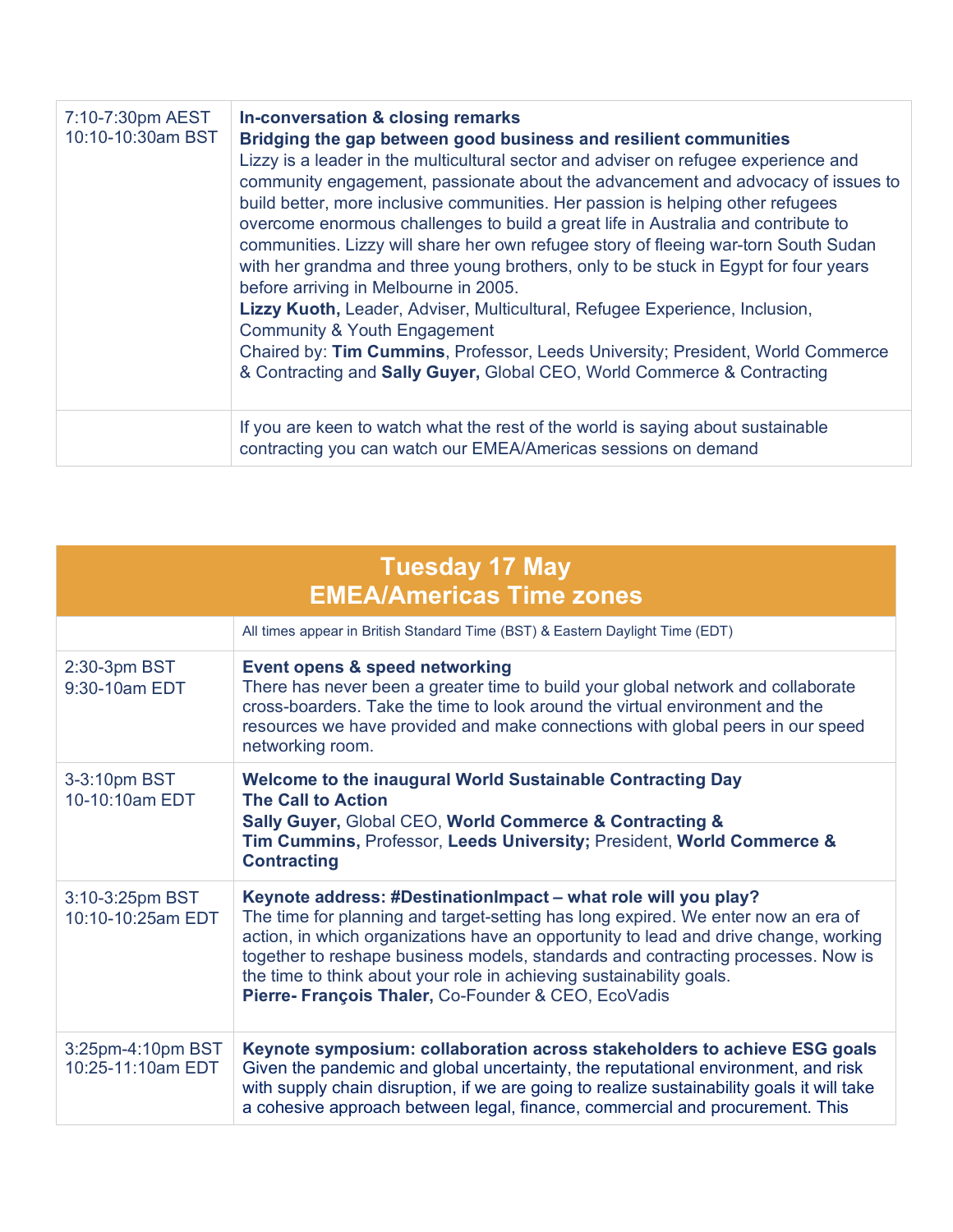| | |
|---|---|
| 7:10-7:30pm AEST<br>10:10-10:30am BST | **In-conversation & closing remarks**<br>**Bridging the gap between good business and resilient communities**<br>Lizzy is a leader in the multicultural sector and adviser on refugee experience and community engagement, passionate about the advancement and advocacy of issues to build better, more inclusive communities. Her passion is helping other refugees overcome enormous challenges to build a great life in Australia and contribute to communities. Lizzy will share her own refugee story of fleeing war-torn South Sudan with her grandma and three young brothers, only to be stuck in Egypt for four years before arriving in Melbourne in 2005.<br>**Lizzy Kuoth,** Leader, Adviser, Multicultural, Refugee Experience, Inclusion, Community & Youth Engagement<br>Chaired by: **Tim Cummins**, Professor, Leeds University; President, World Commerce & Contracting and **Sally Guyer,** Global CEO, World Commerce & Contracting |
| | If you are keen to watch what the rest of the world is saying about sustainable contracting you can watch our EMEA/Americas sessions on demand |

## Tuesday 17 May
## EMEA/Americas Time zones

| | |
|---|---|
| | All times appear in British Standard Time (BST) & Eastern Daylight Time (EDT) |
| 2:30-3pm BST<br>9:30-10am EDT | **Event opens & speed networking**<br>There has never been a greater time to build your global network and collaborate cross-boarders. Take the time to look around the virtual environment and the resources we have provided and make connections with global peers in our speed networking room. |
| 3-3:10pm BST<br>10-10:10am EDT | **Welcome to the inaugural World Sustainable Contracting Day**<br>**The Call to Action**<br>**Sally Guyer,** Global CEO, **World Commerce & Contracting &**<br>**Tim Cummins,** Professor, **Leeds University;** President, **World Commerce & Contracting** |
| 3:10-3:25pm BST<br>10:10-10:25am EDT | **Keynote address: #DestinationImpact – what role will you play?**<br>The time for planning and target-setting has long expired. We enter now an era of action, in which organizations have an opportunity to lead and drive change, working together to reshape business models, standards and contracting processes. Now is the time to think about your role in achieving sustainability goals.<br>**Pierre- François Thaler,** Co-Founder & CEO, EcoVadis |
| 3:25pm-4:10pm BST<br>10:25-11:10am EDT | **Keynote symposium: collaboration across stakeholders to achieve ESG goals**<br>Given the pandemic and global uncertainty, the reputational environment, and risk with supply chain disruption, if we are going to realize sustainability goals it will take a cohesive approach between legal, finance, commercial and procurement. This |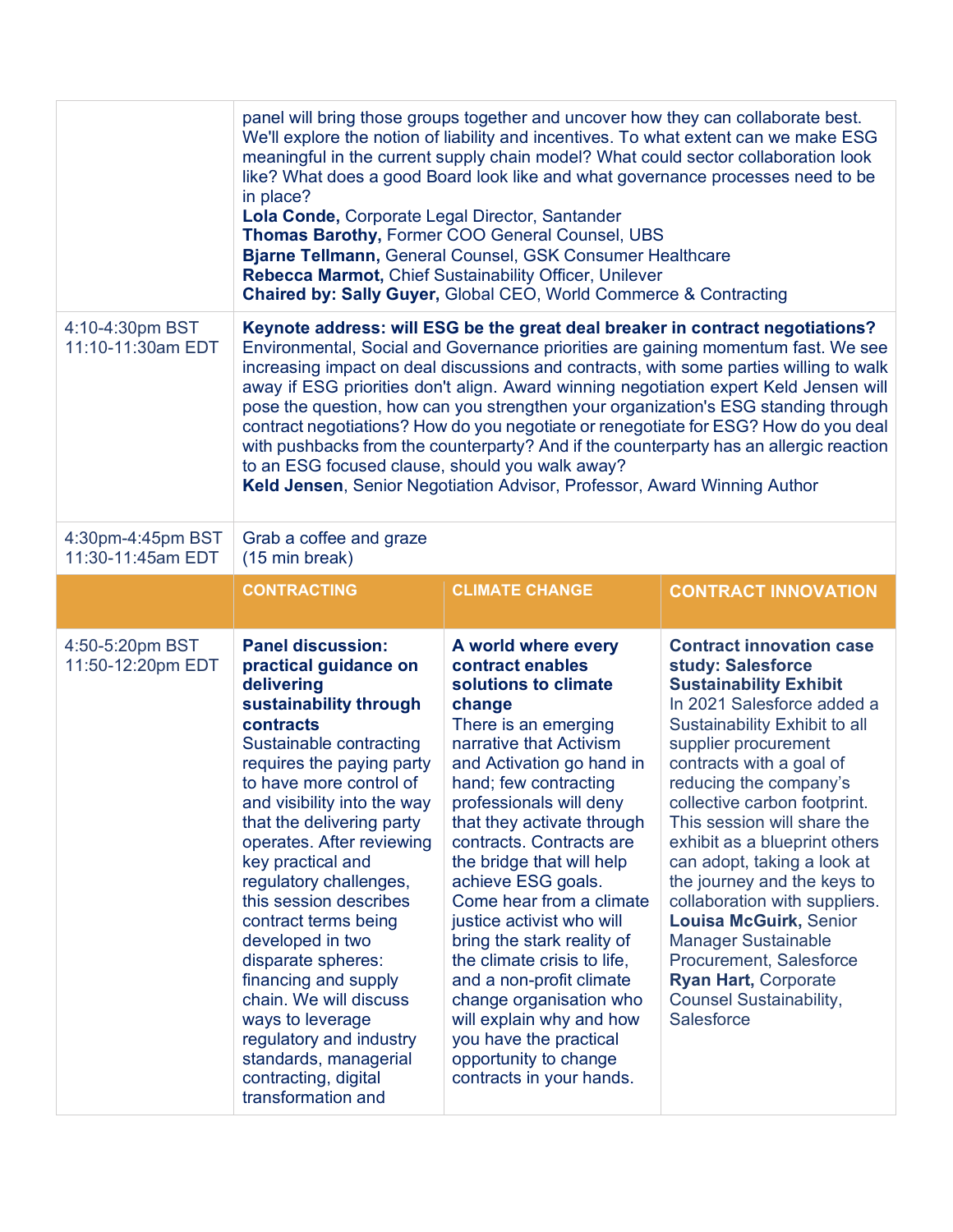| | | | |
|---|---|---|---|
| | panel will bring those groups together and uncover how they can collaborate best. We'll explore the notion of liability and incentives. To what extent can we make ESG meaningful in the current supply chain model? What could sector collaboration look like? What does a good Board look like and what governance processes need to be in place?<br>**Lola Conde,** Corporate Legal Director, Santander<br>**Thomas Barothy,** Former COO General Counsel, UBS<br>**Bjarne Tellmann,** General Counsel, GSK Consumer Healthcare<br>**Rebecca Marmot,** Chief Sustainability Officer, Unilever<br>**Chaired by: Sally Guyer,** Global CEO, World Commerce & Contracting | | |
| 4:10-4:30pm BST<br>11:10-11:30am EDT | **Keynote address: will ESG be the great deal breaker in contract negotiations?**<br>Environmental, Social and Governance priorities are gaining momentum fast. We see increasing impact on deal discussions and contracts, with some parties willing to walk away if ESG priorities don't align. Award winning negotiation expert Keld Jensen will pose the question, how can you strengthen your organization's ESG standing through contract negotiations? How do you negotiate or renegotiate for ESG? How do you deal with pushbacks from the counterparty? And if the counterparty has an allergic reaction to an ESG focused clause, should you walk away?<br>**Keld Jensen**, Senior Negotiation Advisor, Professor, Award Winning Author | | |
| 4:30pm-4:45pm BST<br>11:30-11:45am EDT | Grab a coffee and graze<br>(15 min break) | | |
| | **CONTRACTING** | **CLIMATE CHANGE** | **CONTRACT INNOVATION** |
| 4:50-5:20pm BST<br>11:50-12:20pm EDT | **Panel discussion: practical guidance on delivering sustainability through contracts**<br>Sustainable contracting requires the paying party to have more control of and visibility into the way that the delivering party operates. After reviewing key practical and regulatory challenges, this session describes contract terms being developed in two disparate spheres: financing and supply chain. We will discuss ways to leverage regulatory and industry standards, managerial contracting, digital transformation and | **A world where every contract enables solutions to climate change**<br>There is an emerging narrative that Activism and Activation go hand in hand; few contracting professionals will deny that they activate through contracts. Contracts are the bridge that will help achieve ESG goals. Come hear from a climate justice activist who will bring the stark reality of the climate crisis to life, and a non-profit climate change organisation who will explain why and how you have the practical opportunity to change contracts in your hands. | **Contract innovation case study: Salesforce Sustainability Exhibit**<br>In 2021 Salesforce added a Sustainability Exhibit to all supplier procurement contracts with a goal of reducing the company's collective carbon footprint. This session will share the exhibit as a blueprint others can adopt, taking a look at the journey and the keys to collaboration with suppliers.<br>**Louisa McGuirk,** Senior Manager Sustainable Procurement, Salesforce<br>**Ryan Hart,** Corporate Counsel Sustainability, Salesforce |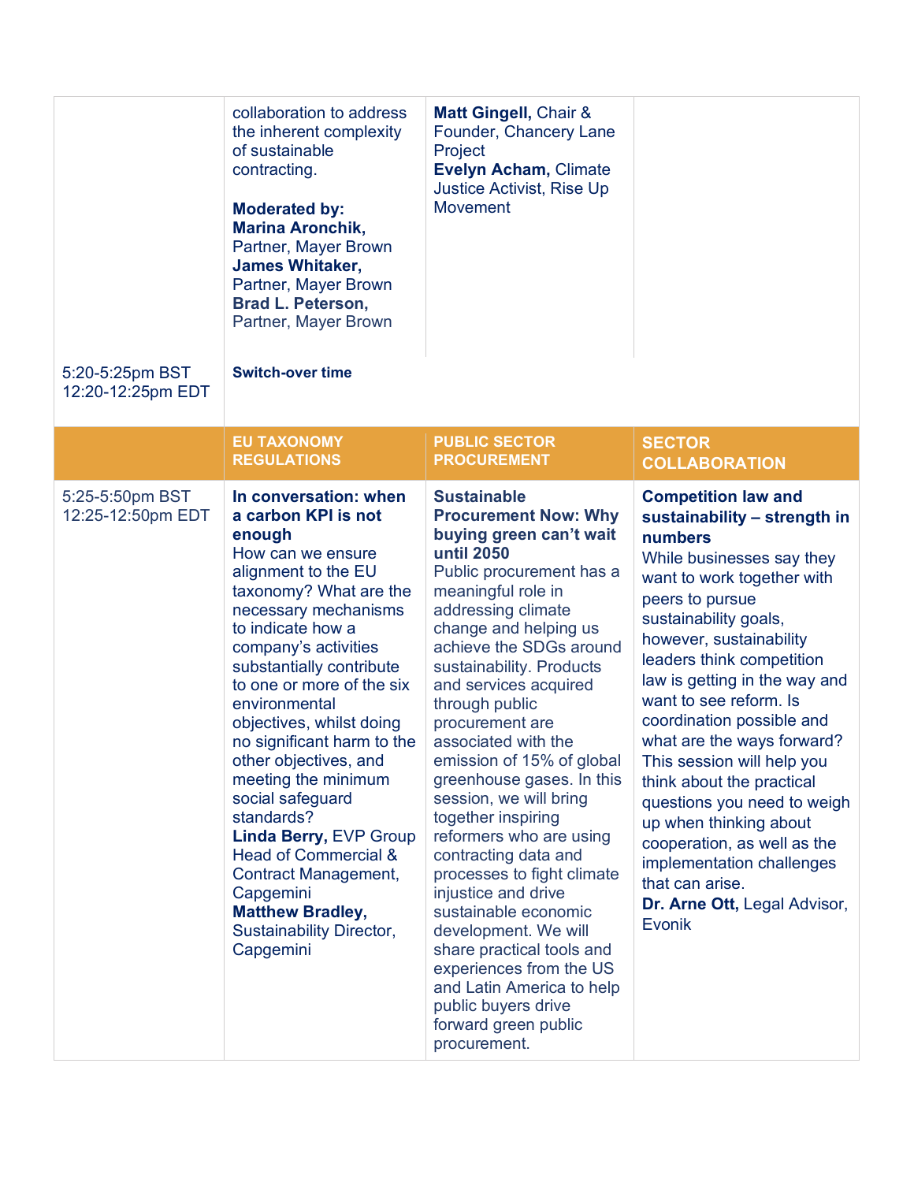| | | | |
|---|---|---|---|
| | collaboration to address the inherent complexity of sustainable contracting.<br><br>**Moderated by:**<br>**Marina Aronchik,** Partner, Mayer Brown<br>**James Whitaker,** Partner, Mayer Brown<br>**Brad L. Peterson,** Partner, Mayer Brown | **Matt Gingell,** Chair & Founder, Chancery Lane Project<br>**Evelyn Acham,** Climate Justice Activist, Rise Up Movement | |
| 5:20-5:25pm BST<br>12:20-12:25pm EDT | **Switch-over time** | | |
| | **EU TAXONOMY REGULATIONS** | **PUBLIC SECTOR PROCUREMENT** | **SECTOR COLLABORATION** |
| 5:25-5:50pm BST<br>12:25-12:50pm EDT | **In conversation: when a carbon KPI is not enough**<br>How can we ensure alignment to the EU taxonomy? What are the necessary mechanisms to indicate how a company's activities substantially contribute to one or more of the six environmental objectives, whilst doing no significant harm to the other objectives, and meeting the minimum social safeguard standards?<br>**Linda Berry,** EVP Group Head of Commercial & Contract Management, Capgemini<br>**Matthew Bradley,** Sustainability Director, Capgemini | **Sustainable Procurement Now: Why buying green can't wait until 2050**<br>Public procurement has a meaningful role in addressing climate change and helping us achieve the SDGs around sustainability. Products and services acquired through public procurement are associated with the emission of 15% of global greenhouse gases. In this session, we will bring together inspiring reformers who are using contracting data and processes to fight climate injustice and drive sustainable economic development. We will share practical tools and experiences from the US and Latin America to help public buyers drive forward green public procurement. | **Competition law and sustainability – strength in numbers**<br>While businesses say they want to work together with peers to pursue sustainability goals, however, sustainability leaders think competition law is getting in the way and want to see reform. Is coordination possible and what are the ways forward? This session will help you think about the practical questions you need to weigh up when thinking about cooperation, as well as the implementation challenges that can arise.<br>**Dr. Arne Ott,** Legal Advisor, Evonik |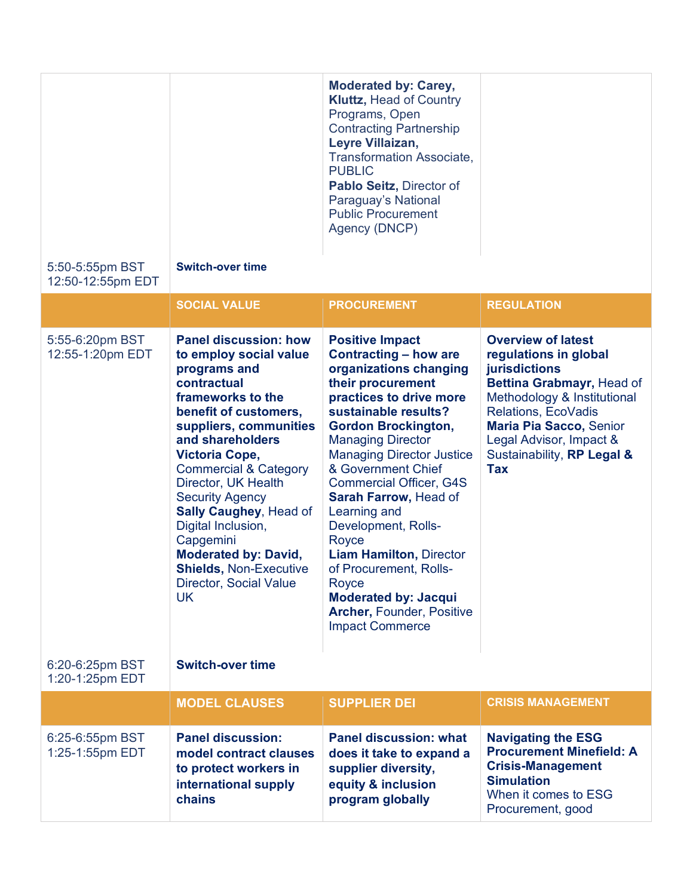| | | | |
|---|---|---|---|
| | | **Moderated by: Carey, Kluttz,** Head of Country Programs, Open Contracting Partnership<br>**Leyre Villaizan,** Transformation Associate, PUBLIC<br>**Pablo Seitz,** Director of Paraguay's National Public Procurement Agency (DNCP) | |
| 5:50-5:55pm BST<br>12:50-12:55pm EDT | **Switch-over time** | | |
| | **SOCIAL VALUE** | **PROCUREMENT** | **REGULATION** |
| 5:55-6:20pm BST<br>12:55-1:20pm EDT | **Panel discussion: how to employ social value programs and contractual frameworks to the benefit of customers, suppliers, communities and shareholders**<br>**Victoria Cope,** Commercial & Category Director, UK Health Security Agency<br>**Sally Caughey**, Head of Digital Inclusion, Capgemini<br>**Moderated by: David, Shields,** Non-Executive Director, Social Value UK | **Positive Impact Contracting – how are organizations changing their procurement practices to drive more sustainable results?**<br>**Gordon Brockington,** Managing Director Managing Director Justice & Government Chief Commercial Officer, G4S<br>**Sarah Farrow,** Head of Learning and Development, Rolls-Royce<br>**Liam Hamilton,** Director of Procurement, Rolls-Royce<br>**Moderated by: Jacqui Archer,** Founder, Positive Impact Commerce | **Overview of latest regulations in global jurisdictions**<br>**Bettina Grabmayr,** Head of Methodology & Institutional Relations, EcoVadis<br>**Maria Pia Sacco,** Senior Legal Advisor, Impact & Sustainability, **RP Legal & Tax** |
| 6:20-6:25pm BST<br>1:20-1:25pm EDT | **Switch-over time** | | |
| | **MODEL CLAUSES** | **SUPPLIER DEI** | **CRISIS MANAGEMENT** |
| 6:25-6:55pm BST<br>1:25-1:55pm EDT | **Panel discussion: model contract clauses to protect workers in international supply chains** | **Panel discussion: what does it take to expand a supplier diversity, equity & inclusion program globally** | **Navigating the ESG Procurement Minefield: A Crisis-Management Simulation**<br>When it comes to ESG Procurement, good |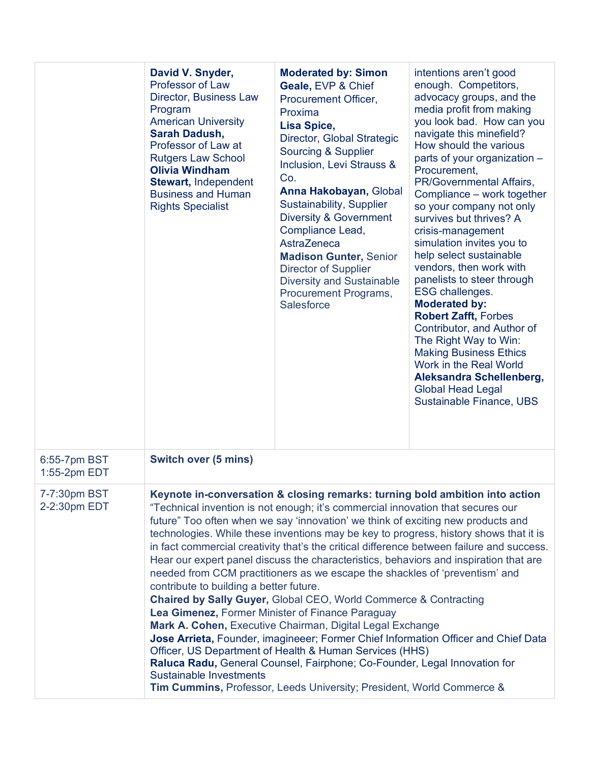| | | | |
|---|---|---|---|
| | **David V. Snyder,** Professor of Law Director, Business Law Program American University **Sarah Dadush,** Professor of Law at Rutgers Law School **Olivia Windham Stewart,** Independent Business and Human Rights Specialist | **Moderated by: Simon Geale,** EVP & Chief Procurement Officer, Proxima **Lisa Spice,** Director, Global Strategic Sourcing & Supplier Inclusion, Levi Strauss & Co. **Anna Hakobayan,** Global Sustainability, Supplier Diversity & Government Compliance Lead, AstraZeneca **Madison Gunter,** Senior Director of Supplier Diversity and Sustainable Procurement Programs, Salesforce | intentions aren't good enough. Competitors, advocacy groups, and the media profit from making you look bad. How can you navigate this minefield? How should the various parts of your organization – Procurement, PR/Governmental Affairs, Compliance – work together so your company not only survives but thrives? A crisis-management simulation invites you to help select sustainable vendors, then work with panelists to steer through ESG challenges. **Moderated by: Robert Zafft,** Forbes Contributor, and Author of The Right Way to Win: Making Business Ethics Work in the Real World **Aleksandra Schellenberg,** Global Head Legal Sustainable Finance, UBS |
| 6:55-7pm BST 1:55-2pm EDT | **Switch over (5 mins)** | | |
| 7-7:30pm BST 2-2:30pm EDT | **Keynote in-conversation & closing remarks: turning bold ambition into action** "Technical invention is not enough; it's commercial innovation that secures our future" Too often when we say 'innovation' we think of exciting new products and technologies. While these inventions may be key to progress, history shows that it is in fact commercial creativity that's the critical difference between failure and success. Hear our expert panel discuss the characteristics, behaviors and inspiration that are needed from CCM practitioners as we escape the shackles of 'preventism' and contribute to building a better future. **Chaired by Sally Guyer,** Global CEO, World Commerce & Contracting **Lea Gimenez,** Former Minister of Finance Paraguay **Mark A. Cohen,** Executive Chairman, Digital Legal Exchange **Jose Arrieta,** Founder, imagineeer; Former Chief Information Officer and Chief Data Officer, US Department of Health & Human Services (HHS) **Raluca Radu,** General Counsel, Fairphone; Co-Founder, Legal Innovation for Sustainable Investments **Tim Cummins,** Professor, Leeds University; President, World Commerce & | | |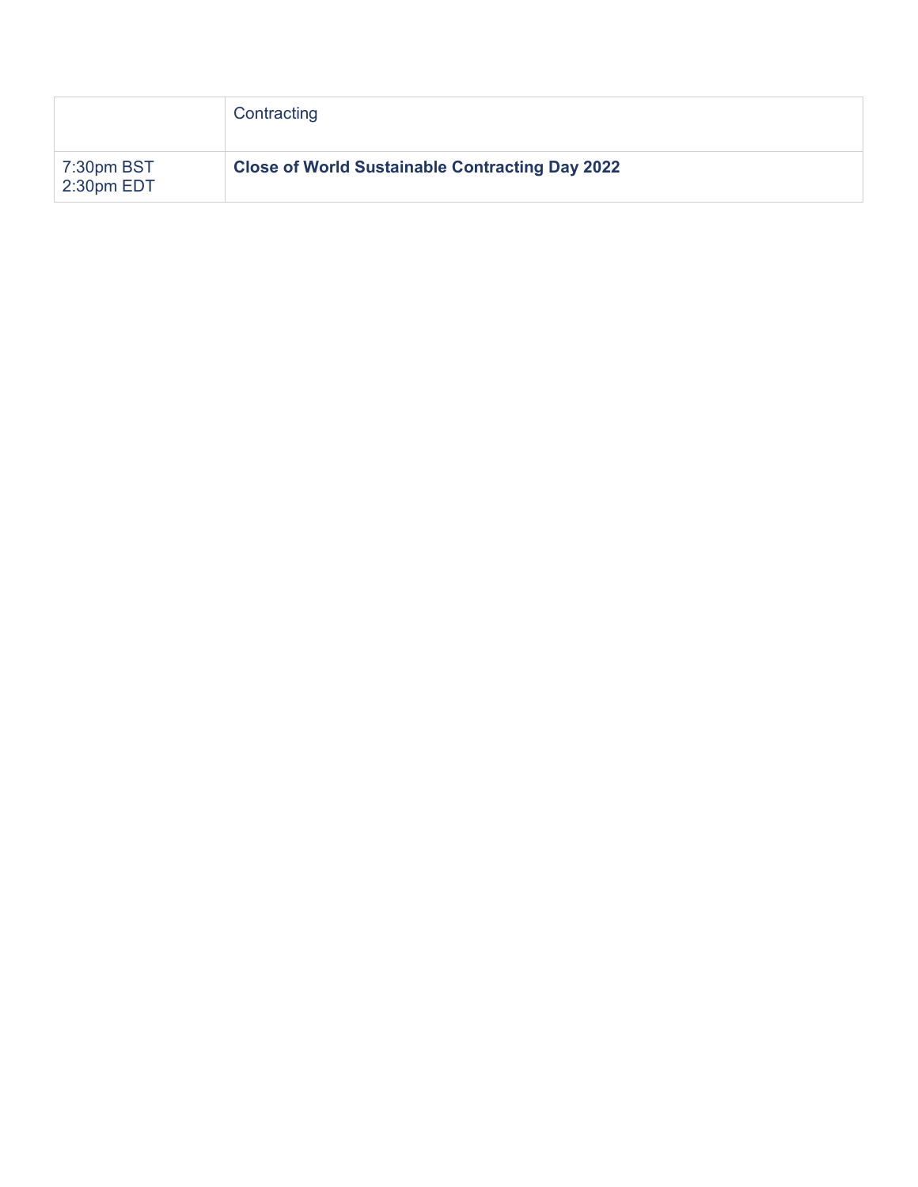| | |
|---|---|
| | Contracting |
| 7:30pm BST<br>2:30pm EDT | **Close of World Sustainable Contracting Day 2022** |